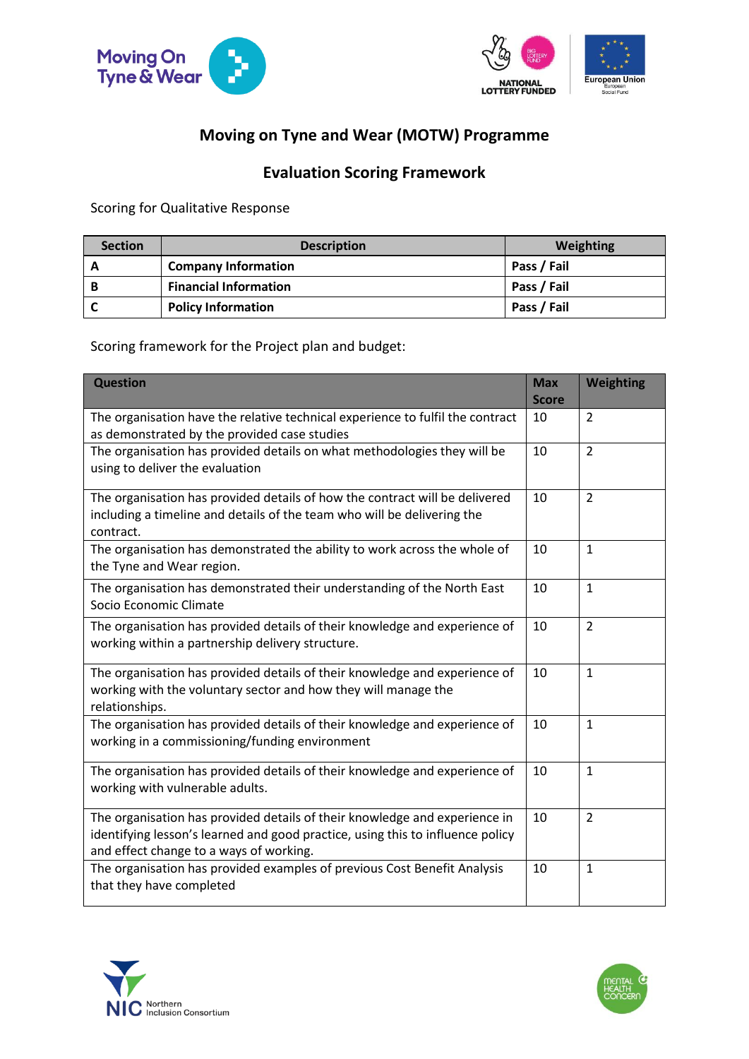# Moving on Tyne and Wear (MOTW) Programme

## Evaluation Scoring Framework

Scoring for Qualitative Response

| Section | Description | Weighting |
|---|---|---|
| **A** | **Company Information** | **Pass / Fail** |
| **B** | **Financial Information** | **Pass / Fail** |
| **C** | **Policy Information** | **Pass / Fail** |

Scoring framework for the Project plan and budget:

| Question | Max Score | Weighting |
|---|---|---|
| The organisation have the relative technical experience to fulfil the contract as demonstrated by the provided case studies | 10 | 2 |
| The organisation has provided details on what methodologies they will be using to deliver the evaluation | 10 | 2 |
| The organisation has provided details of how the contract will be delivered including a timeline and details of the team who will be delivering the contract. | 10 | 2 |
| The organisation has demonstrated the ability to work across the whole of the Tyne and Wear region. | 10 | 1 |
| The organisation has demonstrated their understanding of the North East Socio Economic Climate | 10 | 1 |
| The organisation has provided details of their knowledge and experience of working within a partnership delivery structure. | 10 | 2 |
| The organisation has provided details of their knowledge and experience of working with the voluntary sector and how they will manage the relationships. | 10 | 1 |
| The organisation has provided details of their knowledge and experience of working in a commissioning/funding environment | 10 | 1 |
| The organisation has provided details of their knowledge and experience of working with vulnerable adults. | 10 | 1 |
| The organisation has provided details of their knowledge and experience in identifying lesson's learned and good practice, using this to influence policy and effect change to a ways of working. | 10 | 2 |
| The organisation has provided examples of previous Cost Benefit Analysis that they have completed | 10 | 1 |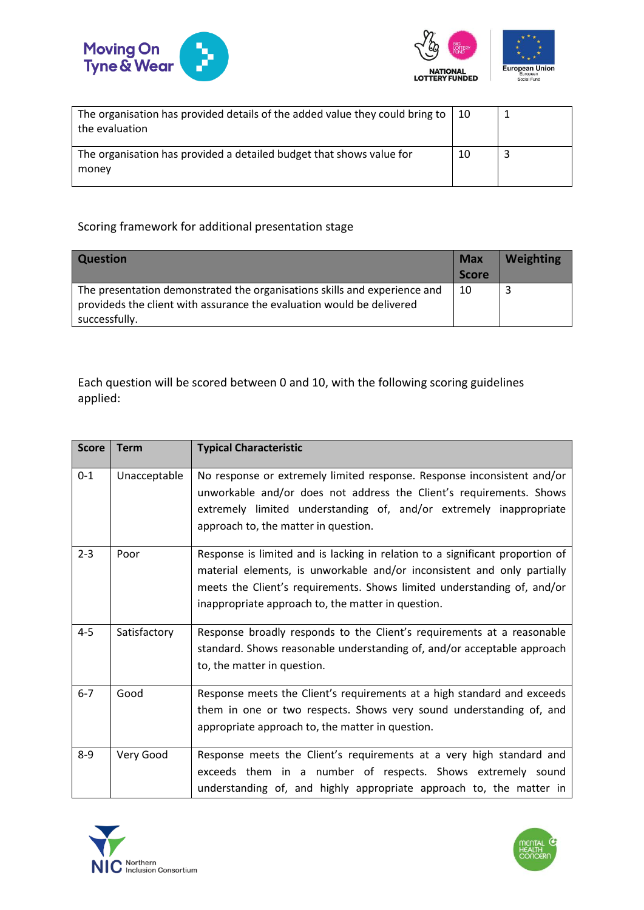| | | |
|---|---|---|
| The organisation has provided details of the added value they could bring to the evaluation | 10 | 1 |
| The organisation has provided a detailed budget that shows value for money | 10 | 3 |

Scoring framework for additional presentation stage

| Question | Max Score | Weighting |
|---|---|---|
| The presentation demonstrated the organisations skills and experience and provideds the client with assurance the evaluation would be delivered successfully. | 10 | 3 |

Each question will be scored between 0 and 10, with the following scoring guidelines applied:

| Score | Term | Typical Characteristic |
|---|---|---|
| 0-1 | Unacceptable | No response or extremely limited response. Response inconsistent and/or unworkable and/or does not address the Client's requirements. Shows extremely limited understanding of, and/or extremely inappropriate approach to, the matter in question. |
| 2-3 | Poor | Response is limited and is lacking in relation to a significant proportion of material elements, is unworkable and/or inconsistent and only partially meets the Client's requirements. Shows limited understanding of, and/or inappropriate approach to, the matter in question. |
| 4-5 | Satisfactory | Response broadly responds to the Client's requirements at a reasonable standard. Shows reasonable understanding of, and/or acceptable approach to, the matter in question. |
| 6-7 | Good | Response meets the Client's requirements at a high standard and exceeds them in one or two respects. Shows very sound understanding of, and appropriate approach to, the matter in question. |
| 8-9 | Very Good | Response meets the Client's requirements at a very high standard and exceeds them in a number of respects. Shows extremely sound understanding of, and highly appropriate approach to, the matter in |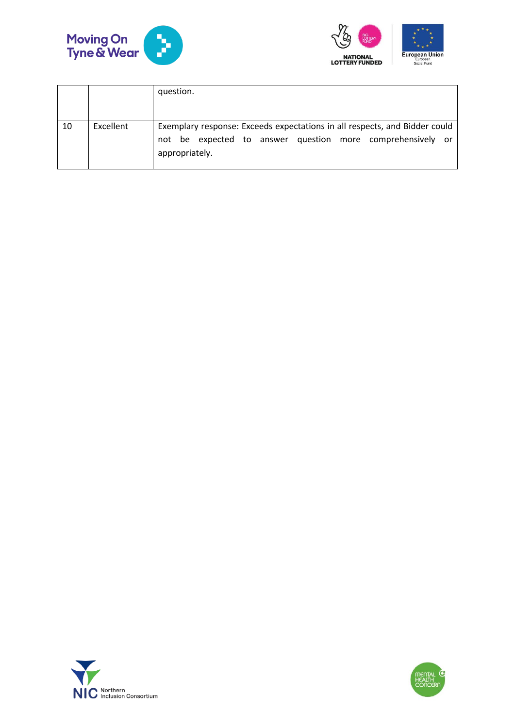| | | |
|---|---|---|
| | | question. |
| 10 | Excellent | Exemplary response: Exceeds expectations in all respects, and Bidder could not be expected to answer question more comprehensively or appropriately. |